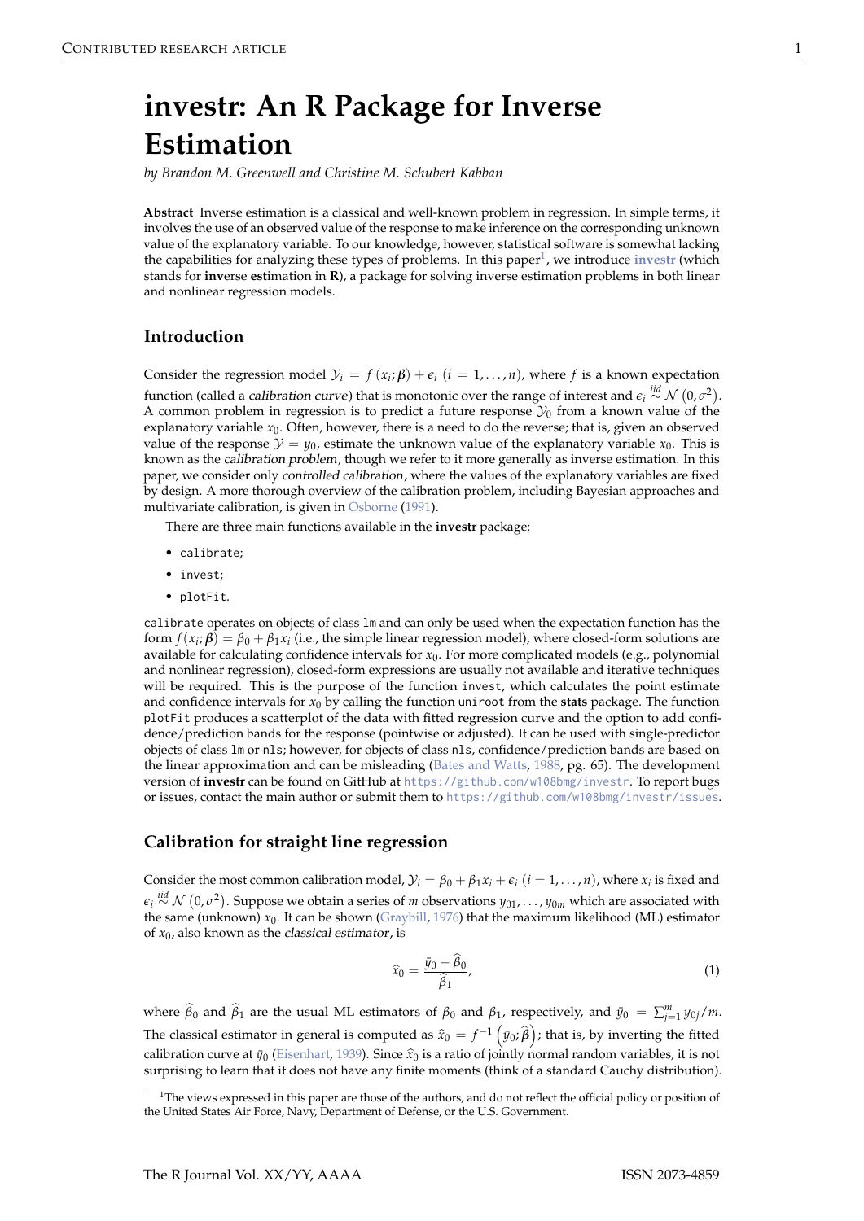# investr: An R Package for Inverse Estimation

*by Brandon M. Greenwell and Christine M. Schubert Kabban*

**Abstract** Inverse estimation is a classical and well-known problem in regression. In simple terms, it involves the use of an observed value of the response to make inference on the corresponding unknown value of the explanatory variable. To our knowledge, however, statistical software is somewhat lacking the capabilities for analyzing these types of problems. In this paper[1], we introduce **investr** (which stands for **inv**erse **est**imation in **R**), a package for solving inverse estimation problems in both linear and nonlinear regression models.

## Introduction

Consider the regression model $\mathcal{Y}_i = f(x_i; \boldsymbol{\beta}) + \epsilon_i$ $(i = 1, \dots, n)$, where $f$ is a known expectation function (called a *calibration curve*) that is monotonic over the range of interest and $\epsilon_i \overset{iid}{\sim} \mathcal{N}(0, \sigma^2)$. A common problem in regression is to predict a future response $\mathcal{Y}_0$ from a known value of the explanatory variable $x_0$. Often, however, there is a need to do the reverse; that is, given an observed value of the response $\mathcal{Y} = y_0$, estimate the unknown value of the explanatory variable $x_0$. This is known as the *calibration problem*, though we refer to it more generally as inverse estimation. In this paper, we consider only *controlled calibration*, where the values of the explanatory variables are fixed by design. A more thorough overview of the calibration problem, including Bayesian approaches and multivariate calibration, is given in Osborne (1991).

There are three main functions available in the **investr** package:

- `calibrate`;
- `invest`;
- `plotFit`.

`calibrate` operates on objects of class `lm` and can only be used when the expectation function has the form $f(x_i; \boldsymbol{\beta}) = \beta_0 + \beta_1 x_i$ (i.e., the simple linear regression model), where closed-form solutions are available for calculating confidence intervals for $x_0$. For more complicated models (e.g., polynomial and nonlinear regression), closed-form expressions are usually not available and iterative techniques will be required. This is the purpose of the function `invest`, which calculates the point estimate and confidence intervals for $x_0$ by calling the function `uniroot` from the **stats** package. The function `plotFit` produces a scatterplot of the data with fitted regression curve and the option to add confidence/prediction bands for the response (pointwise or adjusted). It can be used with single-predictor objects of class `lm` or `nls`; however, for objects of class `nls`, confidence/prediction bands are based on the linear approximation and can be misleading (Bates and Watts, 1988, pg. 65). The development version of **investr** can be found on GitHub at https://github.com/w108bmg/investr. To report bugs or issues, contact the main author or submit them to https://github.com/w108bmg/investr/issues.

## Calibration for straight line regression

Consider the most common calibration model, $\mathcal{Y}_i = \beta_0 + \beta_1 x_i + \epsilon_i$ $(i = 1, \dots, n)$, where $x_i$ is fixed and $\epsilon_i \overset{iid}{\sim} \mathcal{N}(0, \sigma^2)$. Suppose we obtain a series of $m$ observations $y_{01}, \dots, y_{0m}$ which are associated with the same (unknown) $x_0$. It can be shown (Graybill, 1976) that the maximum likelihood (ML) estimator of $x_0$, also known as the *classical estimator*, is

$$\widehat{x}_0 = \frac{\bar{y}_0 - \widehat{\beta}_0}{\widehat{\beta}_1}, \tag{1}$$

where $\widehat{\beta}_0$ and $\widehat{\beta}_1$ are the usual ML estimators of $\beta_0$ and $\beta_1$, respectively, and $\bar{y}_0 = \sum_{j=1}^{m} y_{0j}/m$. The classical estimator in general is computed as $\widehat{x}_0 = f^{-1}\left(\bar{y}_0; \widehat{\boldsymbol{\beta}}\right)$; that is, by inverting the fitted calibration curve at $\bar{y}_0$ (Eisenhart, 1939). Since $\widehat{x}_0$ is a ratio of jointly normal random variables, it is not surprising to learn that it does not have any finite moments (think of a standard Cauchy distribution).

[1] The views expressed in this paper are those of the authors, and do not reflect the official policy or position of the United States Air Force, Navy, Department of Defense, or the U.S. Government.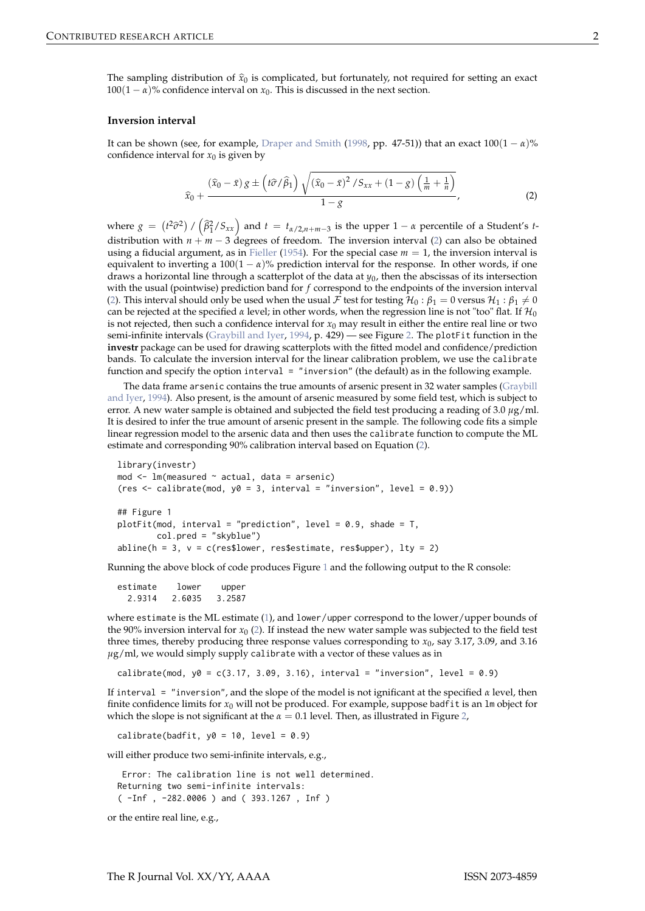The sampling distribution of $\widehat{x}_0$ is complicated, but fortunately, not required for setting an exact $100(1-\alpha)\%$ confidence interval on $x_0$. This is discussed in the next section.

### Inversion interval

It can be shown (see, for example, Draper and Smith (1998, pp. 47-51)) that an exact $100(1-\alpha)\%$ confidence interval for $x_0$ is given by

$$\widehat{x}_0 + \frac{(\widehat{x}_0 - \bar{x})\, g \pm \left(t\widehat{\sigma}/\widehat{\beta}_1\right)\sqrt{\left(\widehat{x}_0 - \bar{x}\right)^2/S_{xx} + (1-g)\left(\frac{1}{m}+\frac{1}{n}\right)}}{1-g}, \tag{2}$$

where $g = \left(t^2\widehat{\sigma}^2\right) / \left(\widehat{\beta}_1^2/S_{xx}\right)$ and $t = t_{\alpha/2, n+m-3}$ is the upper $1-\alpha$ percentile of a Student's $t$-distribution with $n+m-3$ degrees of freedom. The inversion interval (2) can also be obtained using a fiducial argument, as in Fieller (1954). For the special case $m = 1$, the inversion interval is equivalent to inverting a $100(1-\alpha)\%$ prediction interval for the response. In other words, if one draws a horizontal line through a scatterplot of the data at $y_0$, then the abscissas of its intersection with the usual (pointwise) prediction band for $f$ correspond to the endpoints of the inversion interval (2). This interval should only be used when the usual $\mathcal{F}$ test for testing $\mathcal{H}_0 : \beta_1 = 0$ versus $\mathcal{H}_1 : \beta_1 \neq 0$ can be rejected at the specified $\alpha$ level; in other words, when the regression line is not "too" flat. If $\mathcal{H}_0$ is not rejected, then such a confidence interval for $x_0$ may result in either the entire real line or two semi-infinite intervals (Graybill and Iyer, 1994, p. 429) — see Figure 2. The `plotFit` function in the **investr** package can be used for drawing scatterplots with the fitted model and confidence/prediction bands. To calculate the inversion interval for the linear calibration problem, we use the `calibrate` function and specify the option `interval = "inversion"` (the default) as in the following example.

The data frame `arsenic` contains the true amounts of arsenic present in 32 water samples (Graybill and Iyer, 1994). Also present, is the amount of arsenic measured by some field test, which is subject to error. A new water sample is obtained and subjected the field test producing a reading of 3.0 $\mu$g/ml. It is desired to infer the true amount of arsenic present in the sample. The following code fits a simple linear regression model to the arsenic data and then uses the `calibrate` function to compute the ML estimate and corresponding 90% calibration interval based on Equation (2).

```
library(investr)
mod <- lm(measured ~ actual, data = arsenic)
(res <- calibrate(mod, y0 = 3, interval = "inversion", level = 0.9))

## Figure 1
plotFit(mod, interval = "prediction", level = 0.9, shade = T,
        col.pred = "skyblue")
abline(h = 3, v = c(res$lower, res$estimate, res$upper), lty = 2)
```

Running the above block of code produces Figure 1 and the following output to the R console:

```
estimate    lower    upper
  2.9314   2.6035   3.2587
```

where `estimate` is the ML estimate (1), and `lower`/`upper` correspond to the lower/upper bounds of the 90% inversion interval for $x_0$ (2). If instead the new water sample was subjected to the field test three times, thereby producing three response values corresponding to $x_0$, say 3.17, 3.09, and 3.16 $\mu$g/ml, we would simply supply `calibrate` with a vector of these values as in

```
calibrate(mod, y0 = c(3.17, 3.09, 3.16), interval = "inversion", level = 0.9)
```

If `interval = "inversion"`, and the slope of the model is not ignificant at the specified $\alpha$ level, then finite confidence limits for $x_0$ will not be produced. For example, suppose `badfit` is an `lm` object for which the slope is not significant at the $\alpha = 0.1$ level. Then, as illustrated in Figure 2,

```
calibrate(badfit, y0 = 10, level = 0.9)
```

will either produce two semi-infinite intervals, e.g.,

```
 Error: The calibration line is not well determined.
Returning two semi-infinite intervals:
( -Inf , -282.0006 ) and ( 393.1267 , Inf )
```

or the entire real line, e.g.,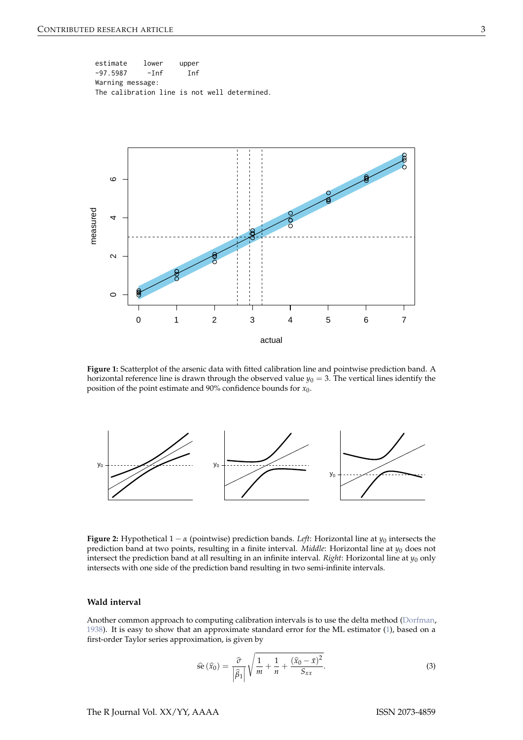```
estimate    lower    upper
-97.5987     -Inf      Inf
Warning message:
The calibration line is not well determined.
```

**Figure 1:** Scatterplot of the arsenic data with fitted calibration line and pointwise prediction band. A horizontal reference line is drawn through the observed value $y_0 = 3$. The vertical lines identify the position of the point estimate and 90% confidence bounds for $x_0$.

**Figure 2:** Hypothetical $1 - \alpha$ (pointwise) prediction bands. *Left*: Horizontal line at $y_0$ intersects the prediction band at two points, resulting in a finite interval. *Middle*: Horizontal line at $y_0$ does not intersect the prediction band at all resulting in an infinite interval. *Right*: Horizontal line at $y_0$ only intersects with one side of the prediction band resulting in two semi-infinite intervals.

### Wald interval

Another common approach to computing calibration intervals is to use the delta method (Dorfman, 1938). It is easy to show that an approximate standard error for the ML estimator (1), based on a first-order Taylor series approximation, is given by

$$\widehat{\text{se}}\left(\widehat{x}_0\right) = \frac{\widehat{\sigma}}{\left|\widehat{\beta}_1\right|}\sqrt{\frac{1}{m} + \frac{1}{n} + \frac{\left(\widehat{x}_0 - \bar{x}\right)^2}{S_{xx}}}. \tag{3}$$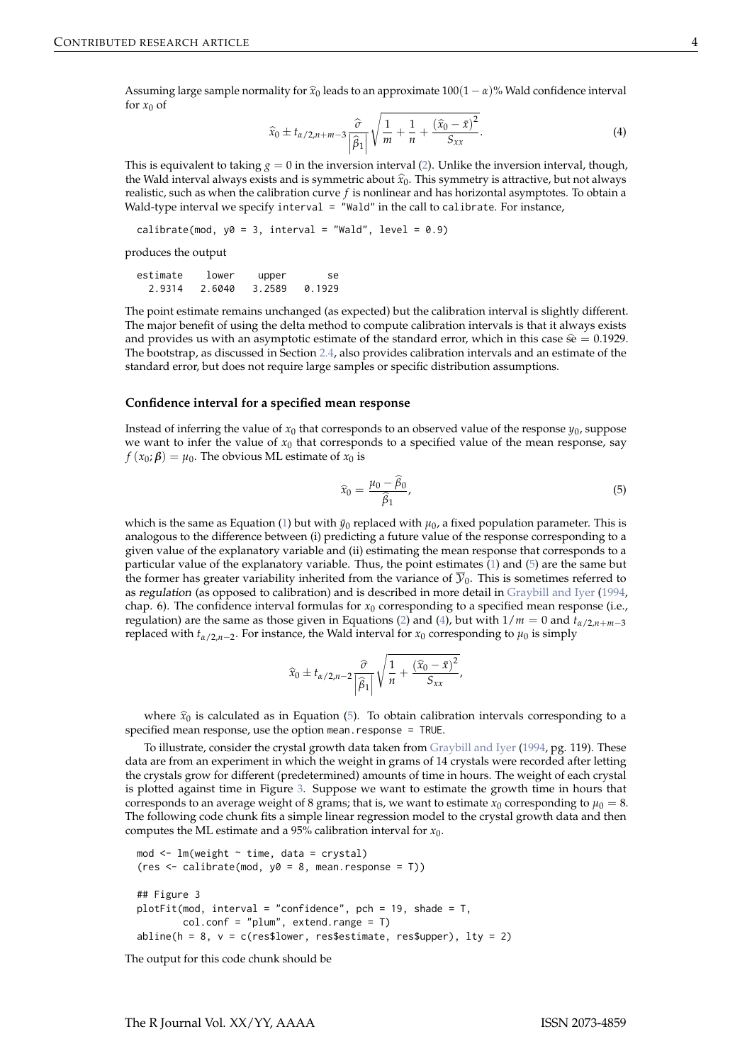Assuming large sample normality for $\widehat{x}_0$ leads to an approximate $100(1-\alpha)\%$ Wald confidence interval for $x_0$ of

$$\widehat{x}_0 \pm t_{\alpha/2,n+m-3}\frac{\widehat{\sigma}}{\left|\widehat{\beta}_1\right|}\sqrt{\frac{1}{m}+\frac{1}{n}+\frac{\left(\widehat{x}_0-\bar{x}\right)^2}{S_{xx}}}. \tag{4}$$

This is equivalent to taking $g = 0$ in the inversion interval (2). Unlike the inversion interval, though, the Wald interval always exists and is symmetric about $\widehat{x}_0$. This symmetry is attractive, but not always realistic, such as when the calibration curve $f$ is nonlinear and has horizontal asymptotes. To obtain a Wald-type interval we specify `interval = "Wald"` in the call to `calibrate`. For instance,

```
calibrate(mod, y0 = 3, interval = "Wald", level = 0.9)
```

produces the output

```
estimate    lower    upper       se
  2.9314   2.6040   3.2589   0.1929
```

The point estimate remains unchanged (as expected) but the calibration interval is slightly different. The major benefit of using the delta method to compute calibration intervals is that it always exists and provides us with an asymptotic estimate of the standard error, which in this case $\widehat{\text{se}} = 0.1929$. The bootstrap, as discussed in Section 2.4, also provides calibration intervals and an estimate of the standard error, but does not require large samples or specific distribution assumptions.

### Confidence interval for a specified mean response

Instead of inferring the value of $x_0$ that corresponds to an observed value of the response $y_0$, suppose we want to infer the value of $x_0$ that corresponds to a specified value of the mean response, say $f(x_0; \boldsymbol{\beta}) = \mu_0$. The obvious ML estimate of $x_0$ is

$$\widehat{x}_0 = \frac{\mu_0 - \widehat{\beta}_0}{\widehat{\beta}_1}, \tag{5}$$

which is the same as Equation (1) but with $\bar{y}_0$ replaced with $\mu_0$, a fixed population parameter. This is analogous to the difference between (i) predicting a future value of the response corresponding to a given value of the explanatory variable and (ii) estimating the mean response that corresponds to a particular value of the explanatory variable. Thus, the point estimates (1) and (5) are the same but the former has greater variability inherited from the variance of $\overline{\mathcal{Y}}_0$. This is sometimes referred to as *regulation* (as opposed to calibration) and is described in more detail in Graybill and Iyer (1994, chap. 6). The confidence interval formulas for $x_0$ corresponding to a specified mean response (i.e., regulation) are the same as those given in Equations (2) and (4), but with $1/m = 0$ and $t_{\alpha/2,n+m-3}$ replaced with $t_{\alpha/2,n-2}$. For instance, the Wald interval for $x_0$ corresponding to $\mu_0$ is simply

$$\widehat{x}_0 \pm t_{\alpha/2,n-2}\frac{\widehat{\sigma}}{\left|\widehat{\beta}_1\right|}\sqrt{\frac{1}{n}+\frac{\left(\widehat{x}_0-\bar{x}\right)^2}{S_{xx}}},$$

where $\widehat{x}_0$ is calculated as in Equation (5). To obtain calibration intervals corresponding to a specified mean response, use the option `mean.response = TRUE`.

To illustrate, consider the crystal growth data taken from Graybill and Iyer (1994, pg. 119). These data are from an experiment in which the weight in grams of 14 crystals were recorded after letting the crystals grow for different (predetermined) amounts of time in hours. The weight of each crystal is plotted against time in Figure 3. Suppose we want to estimate the growth time in hours that corresponds to an average weight of 8 grams; that is, we want to estimate $x_0$ corresponding to $\mu_0 = 8$. The following code chunk fits a simple linear regression model to the crystal growth data and then computes the ML estimate and a 95% calibration interval for $x_0$.

```
mod <- lm(weight ~ time, data = crystal)
(res <- calibrate(mod, y0 = 8, mean.response = T))

## Figure 3
plotFit(mod, interval = "confidence", pch = 19, shade = T,
        col.conf = "plum", extend.range = T)
abline(h = 8, v = c(res$lower, res$estimate, res$upper), lty = 2)
```

The output for this code chunk should be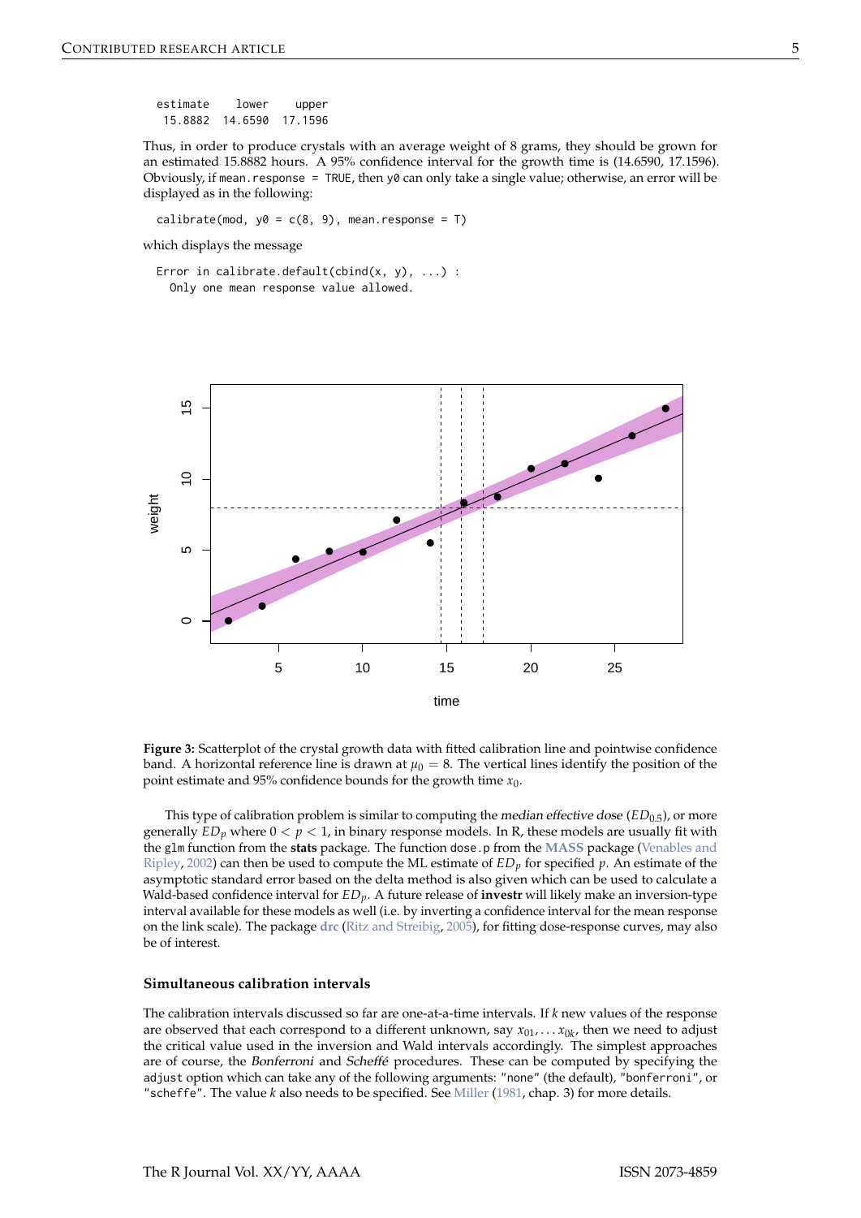```
 estimate    lower    upper
  15.8882  14.6590  17.1596
```

Thus, in order to produce crystals with an average weight of 8 grams, they should be grown for an estimated 15.8882 hours. A 95% confidence interval for the growth time is (14.6590, 17.1596). Obviously, if `mean.response = TRUE`, then `y0` can only take a single value; otherwise, an error will be displayed as in the following:

```
calibrate(mod, y0 = c(8, 9), mean.response = T)
```

which displays the message

```
Error in calibrate.default(cbind(x, y), ...) :
  Only one mean response value allowed.
```

**Figure 3:** Scatterplot of the crystal growth data with fitted calibration line and pointwise confidence band. A horizontal reference line is drawn at $\mu_0 = 8$. The vertical lines identify the position of the point estimate and 95% confidence bounds for the growth time $x_0$.

This type of calibration problem is similar to computing the *median effective dose* ($ED_{0.5}$), or more generally $ED_p$ where $0 < p < 1$, in binary response models. In R, these models are usually fit with the `glm` function from the **stats** package. The function `dose.p` from the **MASS** package (Venables and Ripley, 2002) can then be used to compute the ML estimate of $ED_p$ for specified $p$. An estimate of the asymptotic standard error based on the delta method is also given which can be used to calculate a Wald-based confidence interval for $ED_p$. A future release of **investr** will likely make an inversion-type interval available for these models as well (i.e. by inverting a confidence interval for the mean response on the link scale). The package **drc** (Ritz and Streibig, 2005), for fitting dose-response curves, may also be of interest.

### Simultaneous calibration intervals

The calibration intervals discussed so far are one-at-a-time intervals. If $k$ new values of the response are observed that each correspond to a different unknown, say $x_{01}, \dots x_{0k}$, then we need to adjust the critical value used in the inversion and Wald intervals accordingly. The simplest approaches are of course, the *Bonferroni* and *Scheffé* procedures. These can be computed by specifying the `adjust` option which can take any of the following arguments: `"none"` (the default), `"bonferroni"`, or `"scheffe"`. The value $k$ also needs to be specified. See Miller (1981, chap. 3) for more details.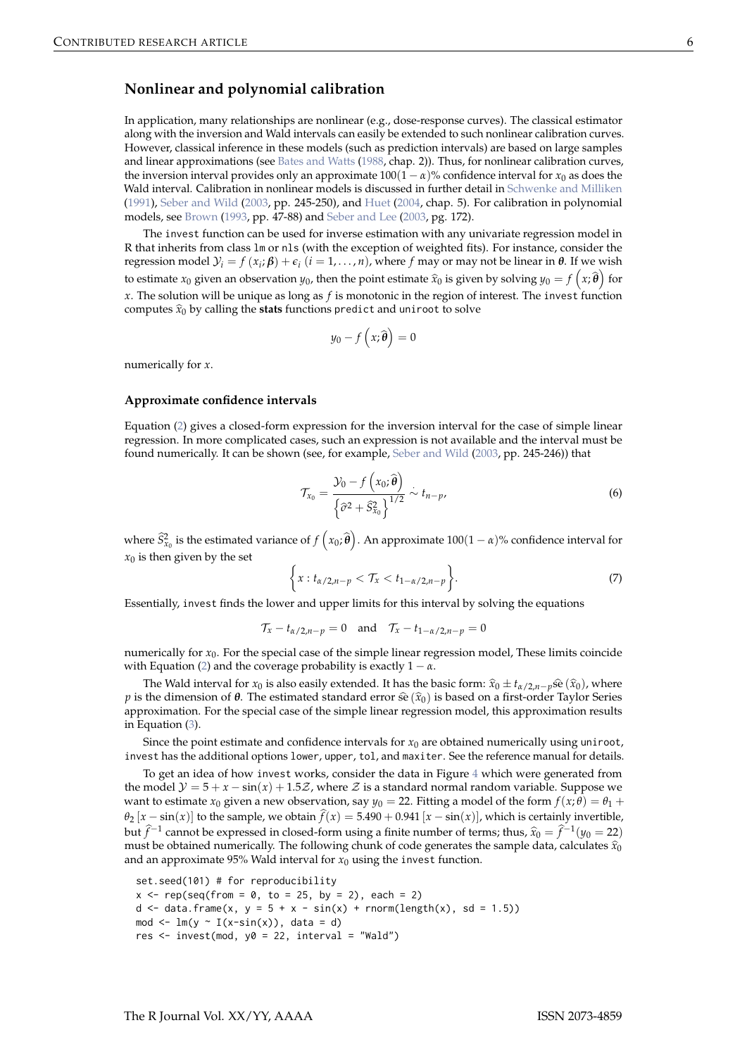## Nonlinear and polynomial calibration

In application, many relationships are nonlinear (e.g., dose-response curves). The classical estimator along with the inversion and Wald intervals can easily be extended to such nonlinear calibration curves. However, classical inference in these models (such as prediction intervals) are based on large samples and linear approximations (see Bates and Watts (1988, chap. 2)). Thus, for nonlinear calibration curves, the inversion interval provides only an approximate $100(1-\alpha)\%$ confidence interval for $x_0$ as does the Wald interval. Calibration in nonlinear models is discussed in further detail in Schwenke and Milliken (1991), Seber and Wild (2003, pp. 245-250), and Huet (2004, chap. 5). For calibration in polynomial models, see Brown (1993, pp. 47-88) and Seber and Lee (2003, pg. 172).

The invest function can be used for inverse estimation with any univariate regression model in R that inherits from class lm or nls (with the exception of weighted fits). For instance, consider the regression model $\mathcal{Y}_i = f(x_i; \boldsymbol{\beta}) + \epsilon_i$ $(i = 1, \dots, n)$, where $f$ may or may not be linear in $\boldsymbol{\theta}$. If we wish to estimate $x_0$ given an observation $y_0$, then the point estimate $\widehat{x}_0$ is given by solving $y_0 = f\left(x; \widehat{\boldsymbol{\theta}}\right)$ for $x$. The solution will be unique as long as $f$ is monotonic in the region of interest. The invest function computes $\widehat{x}_0$ by calling the **stats** functions predict and uniroot to solve

$$y_0 - f\left(x; \widehat{\boldsymbol{\theta}}\right) = 0$$

numerically for $x$.

### Approximate confidence intervals

Equation (2) gives a closed-form expression for the inversion interval for the case of simple linear regression. In more complicated cases, such an expression is not available and the interval must be found numerically. It can be shown (see, for example, Seber and Wild (2003, pp. 245-246)) that

$$\mathcal{T}_{x_0} = \frac{\mathcal{Y}_0 - f\left(x_0; \widehat{\boldsymbol{\theta}}\right)}{\left\{\widehat{\sigma}^2 + \widehat{S}_{x_0}^2\right\}^{1/2}} \mathrel{\dot\sim} t_{n-p}, \tag{6}$$

where $\widehat{S}_{x_0}^2$ is the estimated variance of $f\left(x_0; \widehat{\boldsymbol{\theta}}\right)$. An approximate $100(1-\alpha)\%$ confidence interval for $x_0$ is then given by the set

$$\left\{x : t_{\alpha/2, n-p} < \mathcal{T}_x < t_{1-\alpha/2, n-p}\right\}. \tag{7}$$

Essentially, invest finds the lower and upper limits for this interval by solving the equations

$$\mathcal{T}_x - t_{\alpha/2, n-p} = 0 \quad \text{and} \quad \mathcal{T}_x - t_{1-\alpha/2, n-p} = 0$$

numerically for $x_0$. For the special case of the simple linear regression model, These limits coincide with Equation (2) and the coverage probability is exactly $1-\alpha$.

The Wald interval for $x_0$ is also easily extended. It has the basic form: $\widehat{x}_0 \pm t_{\alpha/2, n-p} \widehat{\text{se}}\left(\widehat{x}_0\right)$, where $p$ is the dimension of $\boldsymbol{\theta}$. The estimated standard error $\widehat{\text{se}}\left(\widehat{x}_0\right)$ is based on a first-order Taylor Series approximation. For the special case of the simple linear regression model, this approximation results in Equation (3).

Since the point estimate and confidence intervals for $x_0$ are obtained numerically using uniroot, invest has the additional options lower, upper, tol, and maxiter. See the reference manual for details.

To get an idea of how invest works, consider the data in Figure 4 which were generated from the model $\mathcal{Y} = 5 + x - \sin(x) + 1.5\mathcal{Z}$, where $\mathcal{Z}$ is a standard normal random variable. Suppose we want to estimate $x_0$ given a new observation, say $y_0 = 22$. Fitting a model of the form $f(x; \theta) = \theta_1 + \theta_2\left[x - \sin(x)\right]$ to the sample, we obtain $\widehat{f}(x) = 5.490 + 0.941\left[x - \sin(x)\right]$, which is certainly invertible, but $\widehat{f}^{-1}$ cannot be expressed in closed-form using a finite number of terms; thus, $\widehat{x}_0 = \widehat{f}^{-1}(y_0 = 22)$ must be obtained numerically. The following chunk of code generates the sample data, calculates $\widehat{x}_0$ and an approximate 95% Wald interval for $x_0$ using the invest function.

```
set.seed(101) # for reproducibility
x <- rep(seq(from = 0, to = 25, by = 2), each = 2)
d <- data.frame(x, y = 5 + x - sin(x) + rnorm(length(x), sd = 1.5))
mod <- lm(y ~ I(x-sin(x)), data = d)
res <- invest(mod, y0 = 22, interval = "Wald")
```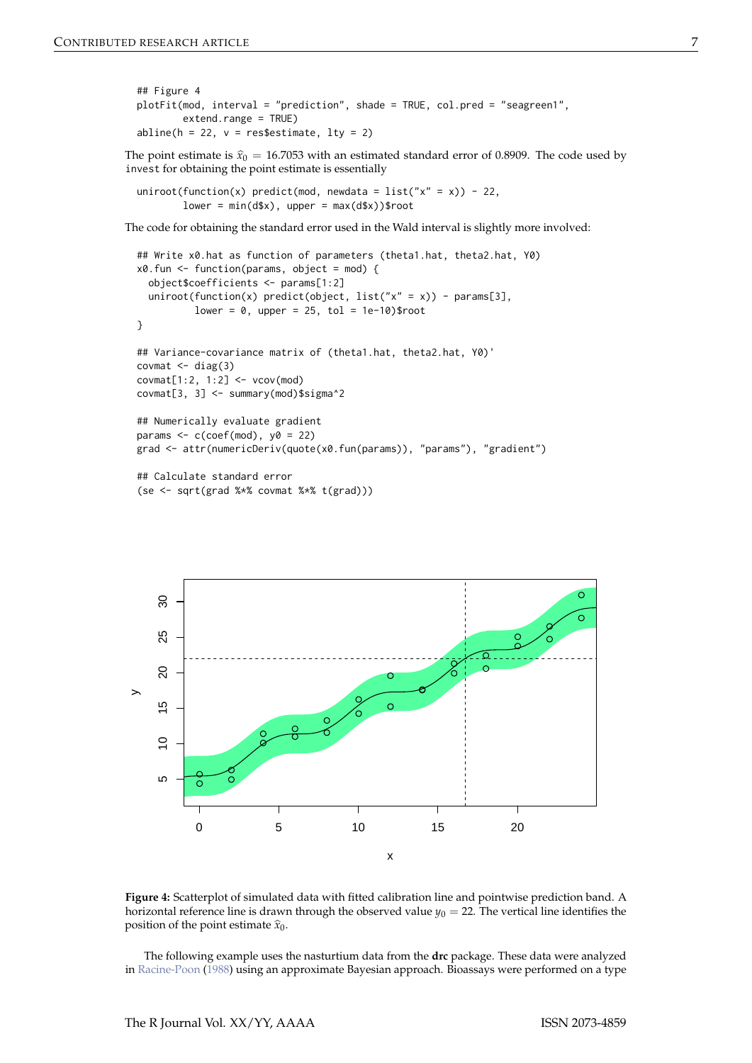```
## Figure 4
plotFit(mod, interval = "prediction", shade = TRUE, col.pred = "seagreen1",
        extend.range = TRUE)
abline(h = 22, v = res$estimate, lty = 2)
```

The point estimate is $\widehat{x}_0 = 16.7053$ with an estimated standard error of 0.8909. The code used by invest for obtaining the point estimate is essentially

```
uniroot(function(x) predict(mod, newdata = list("x" = x)) - 22,
        lower = min(d$x), upper = max(d$x))$root
```

The code for obtaining the standard error used in the Wald interval is slightly more involved:

```
## Write x0.hat as function of parameters (theta1.hat, theta2.hat, Y0)
x0.fun <- function(params, object = mod) {
  object$coefficients <- params[1:2]
  uniroot(function(x) predict(object, list("x" = x)) - params[3],
          lower = 0, upper = 25, tol = 1e-10)$root
}

## Variance-covariance matrix of (theta1.hat, theta2.hat, Y0)'
covmat <- diag(3)
covmat[1:2, 1:2] <- vcov(mod)
covmat[3, 3] <- summary(mod)$sigma^2

## Numerically evaluate gradient
params <- c(coef(mod), y0 = 22)
grad <- attr(numericDeriv(quote(x0.fun(params)), "params"), "gradient")

## Calculate standard error
(se <- sqrt(grad %*% covmat %*% t(grad)))
```

**Figure 4:** Scatterplot of simulated data with fitted calibration line and pointwise prediction band. A horizontal reference line is drawn through the observed value $y_0 = 22$. The vertical line identifies the position of the point estimate $\widehat{x}_0$.

The following example uses the nasturtium data from the **drc** package. These data were analyzed in Racine-Poon (1988) using an approximate Bayesian approach. Bioassays were performed on a type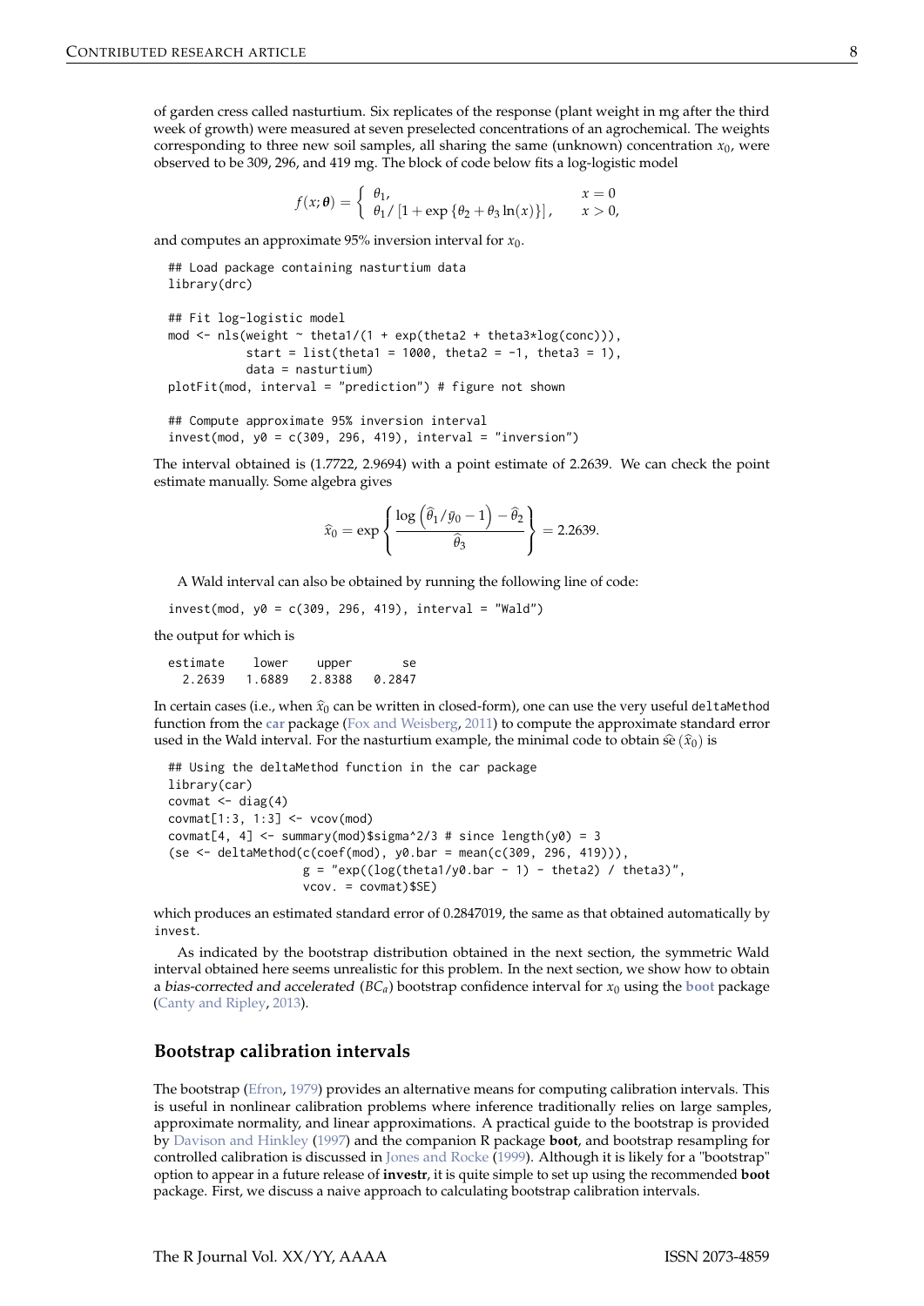of garden cress called nasturtium. Six replicates of the response (plant weight in mg after the third week of growth) were measured at seven preselected concentrations of an agrochemical. The weights corresponding to three new soil samples, all sharing the same (unknown) concentration $x_0$, were observed to be 309, 296, and 419 mg. The block of code below fits a log-logistic model

$$f(x; \boldsymbol{\theta}) = \begin{cases} \theta_1, & x = 0 \\ \theta_1 / \left[1 + \exp\left\{\theta_2 + \theta_3 \ln(x)\right\}\right], & x > 0, \end{cases}$$

and computes an approximate 95% inversion interval for $x_0$.

```
## Load package containing nasturtium data
library(drc)

## Fit log-logistic model
mod <- nls(weight ~ theta1/(1 + exp(theta2 + theta3*log(conc))),
           start = list(theta1 = 1000, theta2 = -1, theta3 = 1),
           data = nasturtium)
plotFit(mod, interval = "prediction") # figure not shown

## Compute approximate 95% inversion interval
invest(mod, y0 = c(309, 296, 419), interval = "inversion")
```

The interval obtained is (1.7722, 2.9694) with a point estimate of 2.2639. We can check the point estimate manually. Some algebra gives

$$\widehat{x}_0 = \exp\left\{\frac{\log\left(\widehat{\theta}_1/\bar{y}_0 - 1\right) - \widehat{\theta}_2}{\widehat{\theta}_3}\right\} = 2.2639.$$

A Wald interval can also be obtained by running the following line of code:

```
invest(mod, y0 = c(309, 296, 419), interval = "Wald")
```

the output for which is

```
estimate    lower    upper       se
  2.2639   1.6889   2.8388   0.2847
```

In certain cases (i.e., when $\widehat{x}_0$ can be written in closed-form), one can use the very useful `deltaMethod` function from the **car** package (Fox and Weisberg, 2011) to compute the approximate standard error used in the Wald interval. For the nasturtium example, the minimal code to obtain $\widehat{\text{se}}\left(\widehat{x}_0\right)$ is

```
## Using the deltaMethod function in the car package
library(car)
covmat <- diag(4)
covmat[1:3, 1:3] <- vcov(mod)
covmat[4, 4] <- summary(mod)$sigma^2/3 # since length(y0) = 3
(se <- deltaMethod(c(coef(mod), y0.bar = mean(c(309, 296, 419))),
                   g = "exp((log(theta1/y0.bar - 1) - theta2) / theta3)",
                   vcov. = covmat)$SE)
```

which produces an estimated standard error of 0.2847019, the same as that obtained automatically by `invest`.

As indicated by the bootstrap distribution obtained in the next section, the symmetric Wald interval obtained here seems unrealistic for this problem. In the next section, we show how to obtain a *bias-corrected and accelerated* ($BC_a$) bootstrap confidence interval for $x_0$ using the **boot** package (Canty and Ripley, 2013).

## Bootstrap calibration intervals

The bootstrap (Efron, 1979) provides an alternative means for computing calibration intervals. This is useful in nonlinear calibration problems where inference traditionally relies on large samples, approximate normality, and linear approximations. A practical guide to the bootstrap is provided by Davison and Hinkley (1997) and the companion R package **boot**, and bootstrap resampling for controlled calibration is discussed in Jones and Rocke (1999). Although it is likely for a "bootstrap" option to appear in a future release of **investr**, it is quite simple to set up using the recommended **boot** package. First, we discuss a naive approach to calculating bootstrap calibration intervals.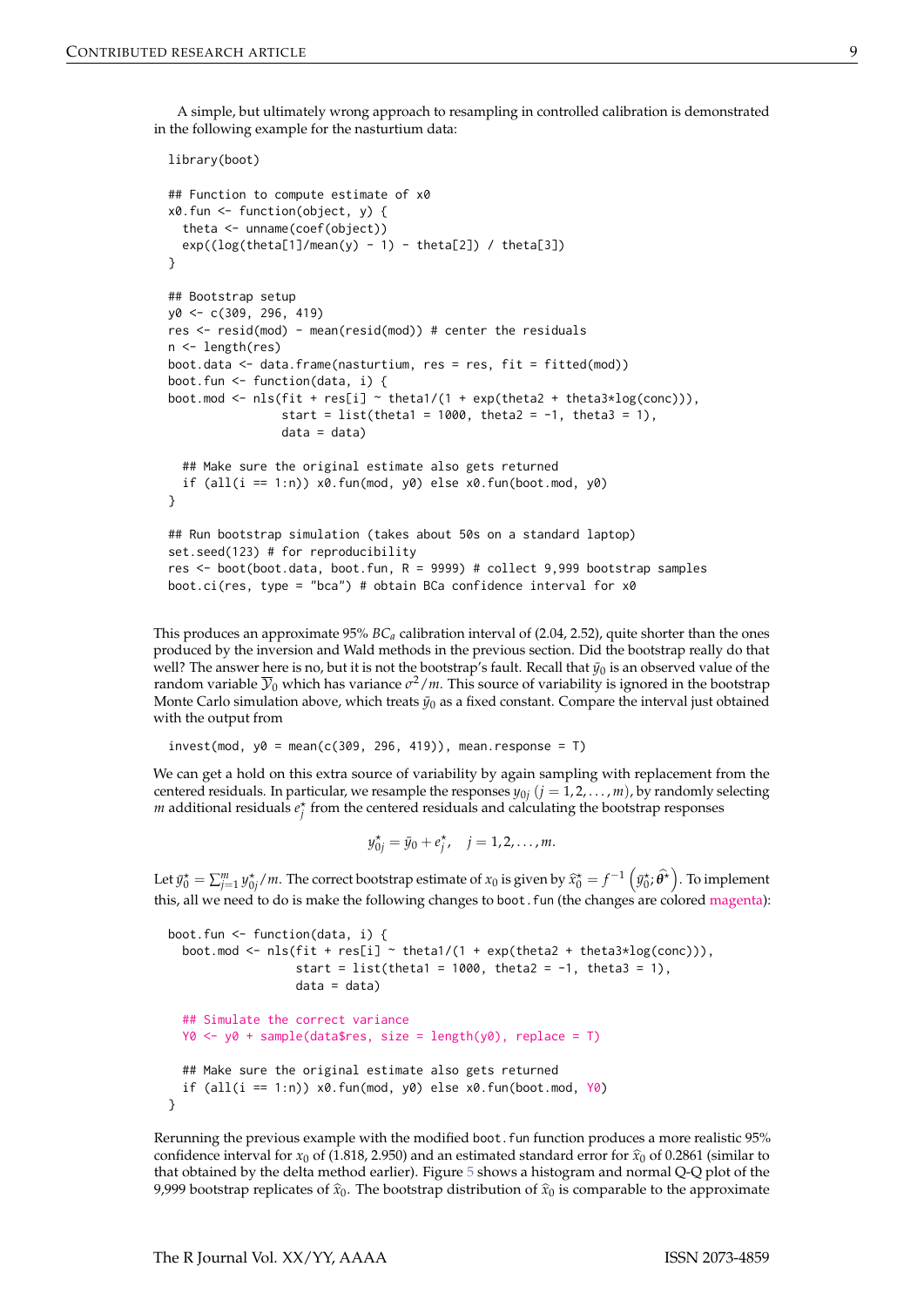A simple, but ultimately wrong approach to resampling in controlled calibration is demonstrated in the following example for the nasturtium data:

```
library(boot)

## Function to compute estimate of x0
x0.fun <- function(object, y) {
  theta <- unname(coef(object))
  exp((log(theta[1]/mean(y) - 1) - theta[2]) / theta[3])
}

## Bootstrap setup
y0 <- c(309, 296, 419)
res <- resid(mod) - mean(resid(mod)) # center the residuals
n <- length(res)
boot.data <- data.frame(nasturtium, res = res, fit = fitted(mod))
boot.fun <- function(data, i) {
boot.mod <- nls(fit + res[i] ~ theta1/(1 + exp(theta2 + theta3*log(conc))),
                start = list(theta1 = 1000, theta2 = -1, theta3 = 1),
                data = data)

  ## Make sure the original estimate also gets returned
  if (all(i == 1:n)) x0.fun(mod, y0) else x0.fun(boot.mod, y0)
}

## Run bootstrap simulation (takes about 50s on a standard laptop)
set.seed(123) # for reproducibility
res <- boot(boot.data, boot.fun, R = 9999) # collect 9,999 bootstrap samples
boot.ci(res, type = "bca") # obtain BCa confidence interval for x0
```

This produces an approximate 95% $BC_a$ calibration interval of (2.04, 2.52), quite shorter than the ones produced by the inversion and Wald methods in the previous section. Did the bootstrap really do that well? The answer here is no, but it is not the bootstrap's fault. Recall that $\bar{y}_0$ is an observed value of the random variable $\overline{\mathcal{Y}}_0$ which has variance $\sigma^2/m$. This source of variability is ignored in the bootstrap Monte Carlo simulation above, which treats $\bar{y}_0$ as a fixed constant. Compare the interval just obtained with the output from

```
invest(mod, y0 = mean(c(309, 296, 419)), mean.response = T)
```

We can get a hold on this extra source of variability by again sampling with replacement from the centered residuals. In particular, we resample the responses $y_{0j}$ $(j = 1, 2, \ldots, m)$, by randomly selecting $m$ additional residuals $e_j^\star$ from the centered residuals and calculating the bootstrap responses

$$y_{0j}^\star = \bar{y}_0 + e_j^\star, \quad j = 1, 2, \ldots, m.$$

Let $\bar{y}_0^\star = \sum_{j=1}^m y_{0j}^\star/m$. The correct bootstrap estimate of $x_0$ is given by $\widehat{x}_0^\star = f^{-1}\left(\bar{y}_0^\star; \widehat{\boldsymbol{\theta}}^\star\right)$. To implement this, all we need to do is make the following changes to `boot.fun` (the changes are colored magenta):

```
boot.fun <- function(data, i) {
  boot.mod <- nls(fit + res[i] ~ theta1/(1 + exp(theta2 + theta3*log(conc))),
                  start = list(theta1 = 1000, theta2 = -1, theta3 = 1),
                  data = data)

  ## Simulate the correct variance
  Y0 <- y0 + sample(data$res, size = length(y0), replace = T)

  ## Make sure the original estimate also gets returned
  if (all(i == 1:n)) x0.fun(mod, y0) else x0.fun(boot.mod, Y0)
}
```

Rerunning the previous example with the modified `boot.fun` function produces a more realistic 95% confidence interval for $x_0$ of (1.818, 2.950) and an estimated standard error for $\widehat{x}_0$ of 0.2861 (similar to that obtained by the delta method earlier). Figure 5 shows a histogram and normal Q-Q plot of the 9,999 bootstrap replicates of $\widehat{x}_0$. The bootstrap distribution of $\widehat{x}_0$ is comparable to the approximate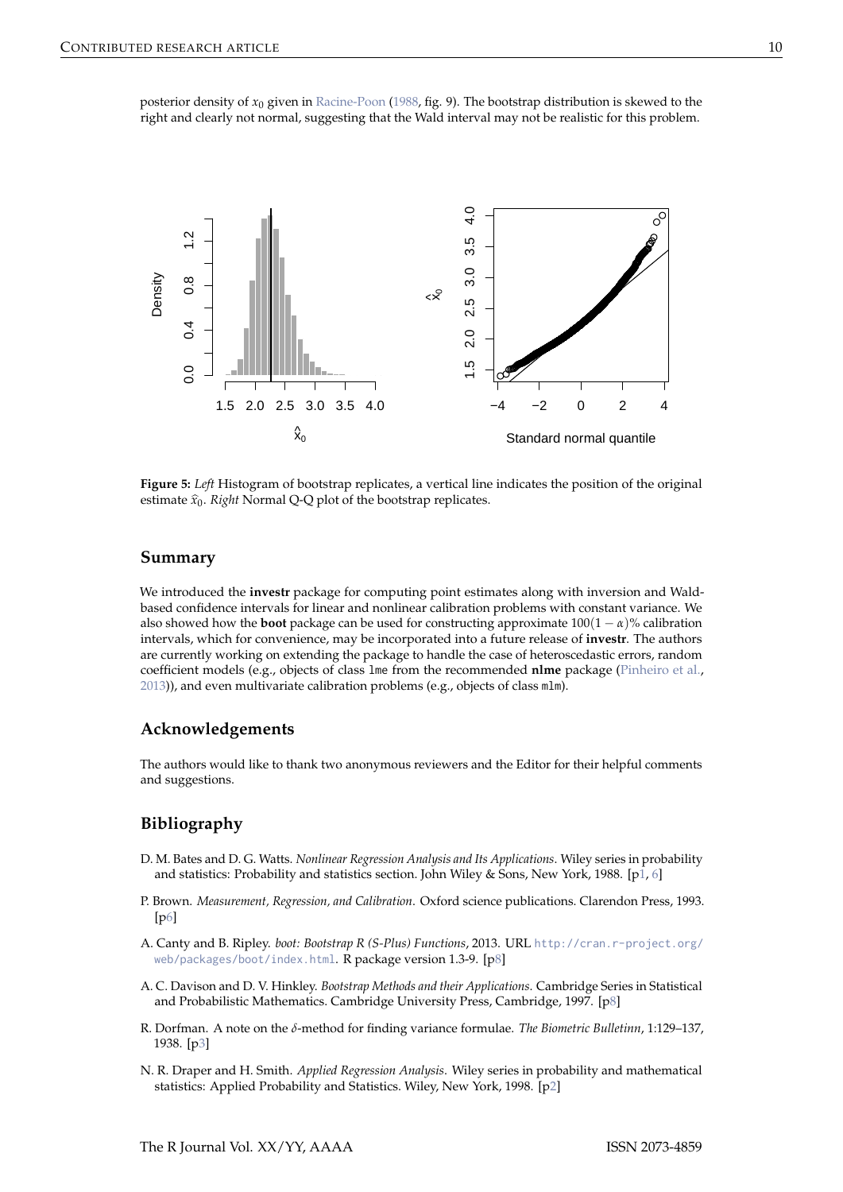posterior density of $x_0$ given in Racine-Poon (1988, fig. 9). The bootstrap distribution is skewed to the right and clearly not normal, suggesting that the Wald interval may not be realistic for this problem.

**Figure 5:** *Left* Histogram of bootstrap replicates, a vertical line indicates the position of the original estimate $\widehat{x}_0$. *Right* Normal Q-Q plot of the bootstrap replicates.

## Summary

We introduced the **investr** package for computing point estimates along with inversion and Wald-based confidence intervals for linear and nonlinear calibration problems with constant variance. We also showed how the **boot** package can be used for constructing approximate $100(1-\alpha)\%$ calibration intervals, which for convenience, may be incorporated into a future release of **investr**. The authors are currently working on extending the package to handle the case of heteroscedastic errors, random coefficient models (e.g., objects of class `lme` from the recommended **nlme** package (Pinheiro et al., 2013)), and even multivariate calibration problems (e.g., objects of class `mlm`).

## Acknowledgements

The authors would like to thank two anonymous reviewers and the Editor for their helpful comments and suggestions.

## Bibliography

D. M. Bates and D. G. Watts. *Nonlinear Regression Analysis and Its Applications*. Wiley series in probability and statistics: Probability and statistics section. John Wiley & Sons, New York, 1988. [p1, 6]

P. Brown. *Measurement, Regression, and Calibration*. Oxford science publications. Clarendon Press, 1993. [p6]

A. Canty and B. Ripley. *boot: Bootstrap R (S-Plus) Functions*, 2013. URL http://cran.r-project.org/web/packages/boot/index.html. R package version 1.3-9. [p8]

A. C. Davison and D. V. Hinkley. *Bootstrap Methods and their Applications*. Cambridge Series in Statistical and Probabilistic Mathematics. Cambridge University Press, Cambridge, 1997. [p8]

R. Dorfman. A note on the $\delta$-method for finding variance formulae. *The Biometric Bulletinn*, 1:129–137, 1938. [p3]

N. R. Draper and H. Smith. *Applied Regression Analysis*. Wiley series in probability and mathematical statistics: Applied Probability and Statistics. Wiley, New York, 1998. [p2]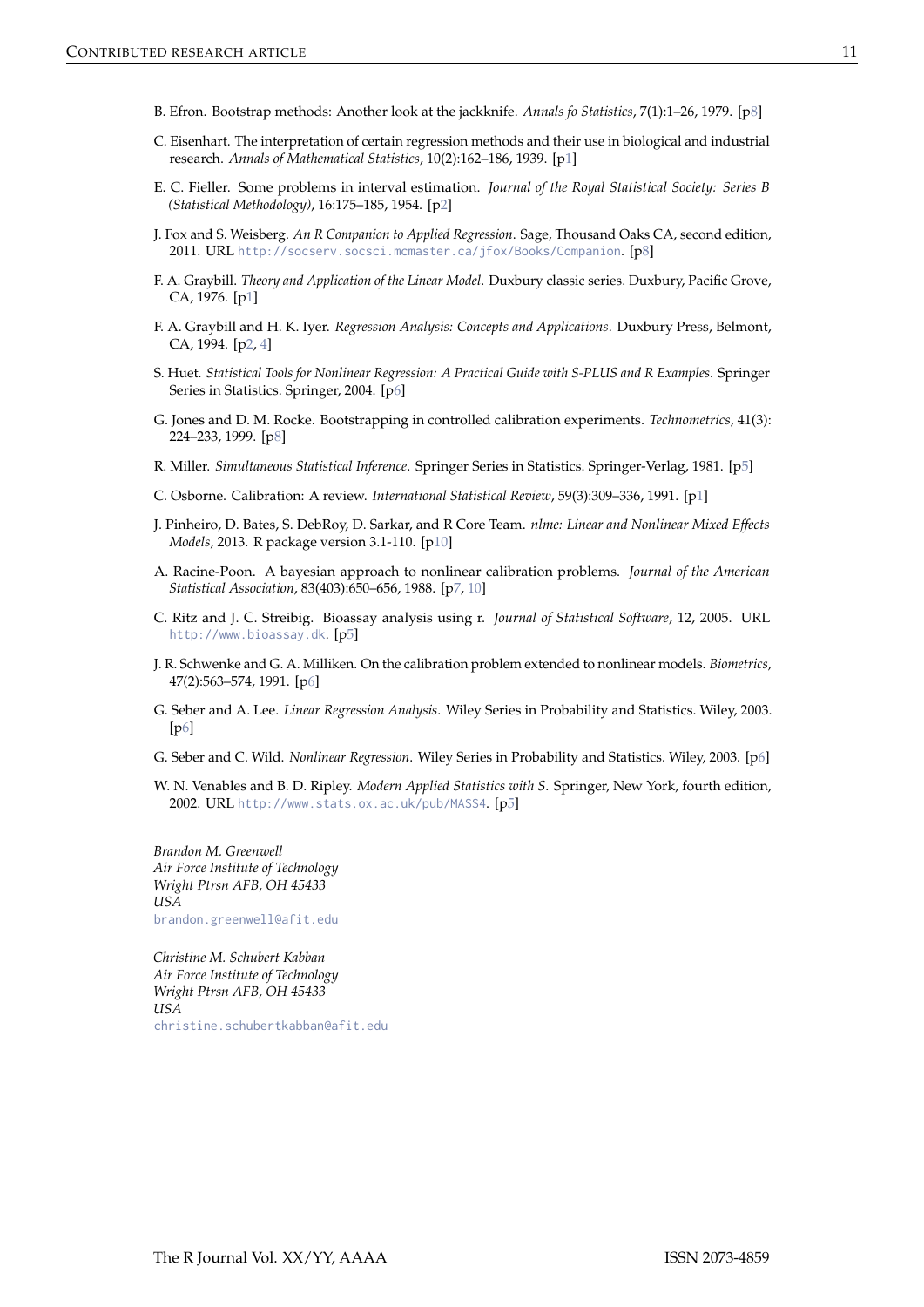B. Efron. Bootstrap methods: Another look at the jackknife. *Annals fo Statistics*, 7(1):1–26, 1979. [p8]

C. Eisenhart. The interpretation of certain regression methods and their use in biological and industrial research. *Annals of Mathematical Statistics*, 10(2):162–186, 1939. [p1]

E. C. Fieller. Some problems in interval estimation. *Journal of the Royal Statistical Society: Series B (Statistical Methodology)*, 16:175–185, 1954. [p2]

J. Fox and S. Weisberg. *An R Companion to Applied Regression*. Sage, Thousand Oaks CA, second edition, 2011. URL http://socserv.socsci.mcmaster.ca/jfox/Books/Companion. [p8]

F. A. Graybill. *Theory and Application of the Linear Model*. Duxbury classic series. Duxbury, Pacific Grove, CA, 1976. [p1]

F. A. Graybill and H. K. Iyer. *Regression Analysis: Concepts and Applications*. Duxbury Press, Belmont, CA, 1994. [p2, 4]

S. Huet. *Statistical Tools for Nonlinear Regression: A Practical Guide with S-PLUS and R Examples*. Springer Series in Statistics. Springer, 2004. [p6]

G. Jones and D. M. Rocke. Bootstrapping in controlled calibration experiments. *Technometrics*, 41(3): 224–233, 1999. [p8]

R. Miller. *Simultaneous Statistical Inference*. Springer Series in Statistics. Springer-Verlag, 1981. [p5]

C. Osborne. Calibration: A review. *International Statistical Review*, 59(3):309–336, 1991. [p1]

J. Pinheiro, D. Bates, S. DebRoy, D. Sarkar, and R Core Team. *nlme: Linear and Nonlinear Mixed Effects Models*, 2013. R package version 3.1-110. [p10]

A. Racine-Poon. A bayesian approach to nonlinear calibration problems. *Journal of the American Statistical Association*, 83(403):650–656, 1988. [p7, 10]

C. Ritz and J. C. Streibig. Bioassay analysis using r. *Journal of Statistical Software*, 12, 2005. URL http://www.bioassay.dk. [p5]

J. R. Schwenke and G. A. Milliken. On the calibration problem extended to nonlinear models. *Biometrics*, 47(2):563–574, 1991. [p6]

G. Seber and A. Lee. *Linear Regression Analysis*. Wiley Series in Probability and Statistics. Wiley, 2003. [p6]

G. Seber and C. Wild. *Nonlinear Regression*. Wiley Series in Probability and Statistics. Wiley, 2003. [p6]

W. N. Venables and B. D. Ripley. *Modern Applied Statistics with S*. Springer, New York, fourth edition, 2002. URL http://www.stats.ox.ac.uk/pub/MASS4. [p5]

*Brandon M. Greenwell*
*Air Force Institute of Technology*
*Wright Ptrsn AFB, OH 45433*
*USA*
brandon.greenwell@afit.edu

*Christine M. Schubert Kabban*
*Air Force Institute of Technology*
*Wright Ptrsn AFB, OH 45433*
*USA*
christine.schubertkabban@afit.edu